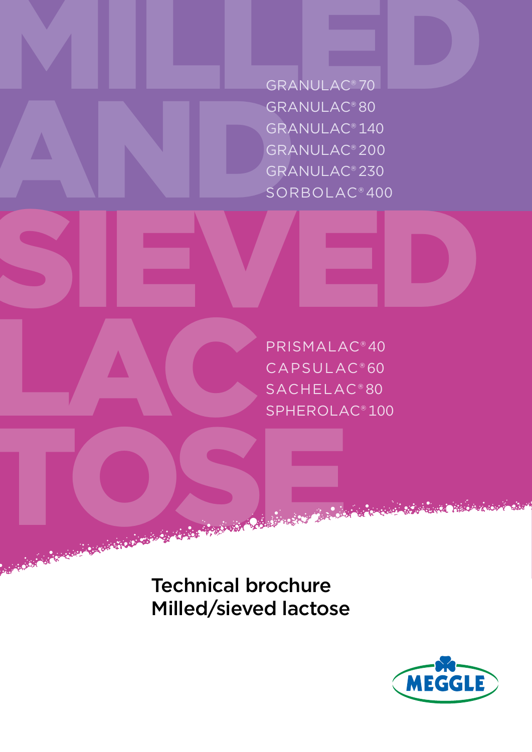# MILLED AND SIEVED LACTOSE

GRANULAC® 70
GRANULAC® 80
GRANULAC® 140
GRANULAC® 200
GRANULAC® 230
SORBOLAC® 400

PRISMALAC® 40
CAPSULAC® 60
SACHELAC® 80
SPHEROLAC® 100

## Technical brochure
## Milled/sieved lactose

MEGGLE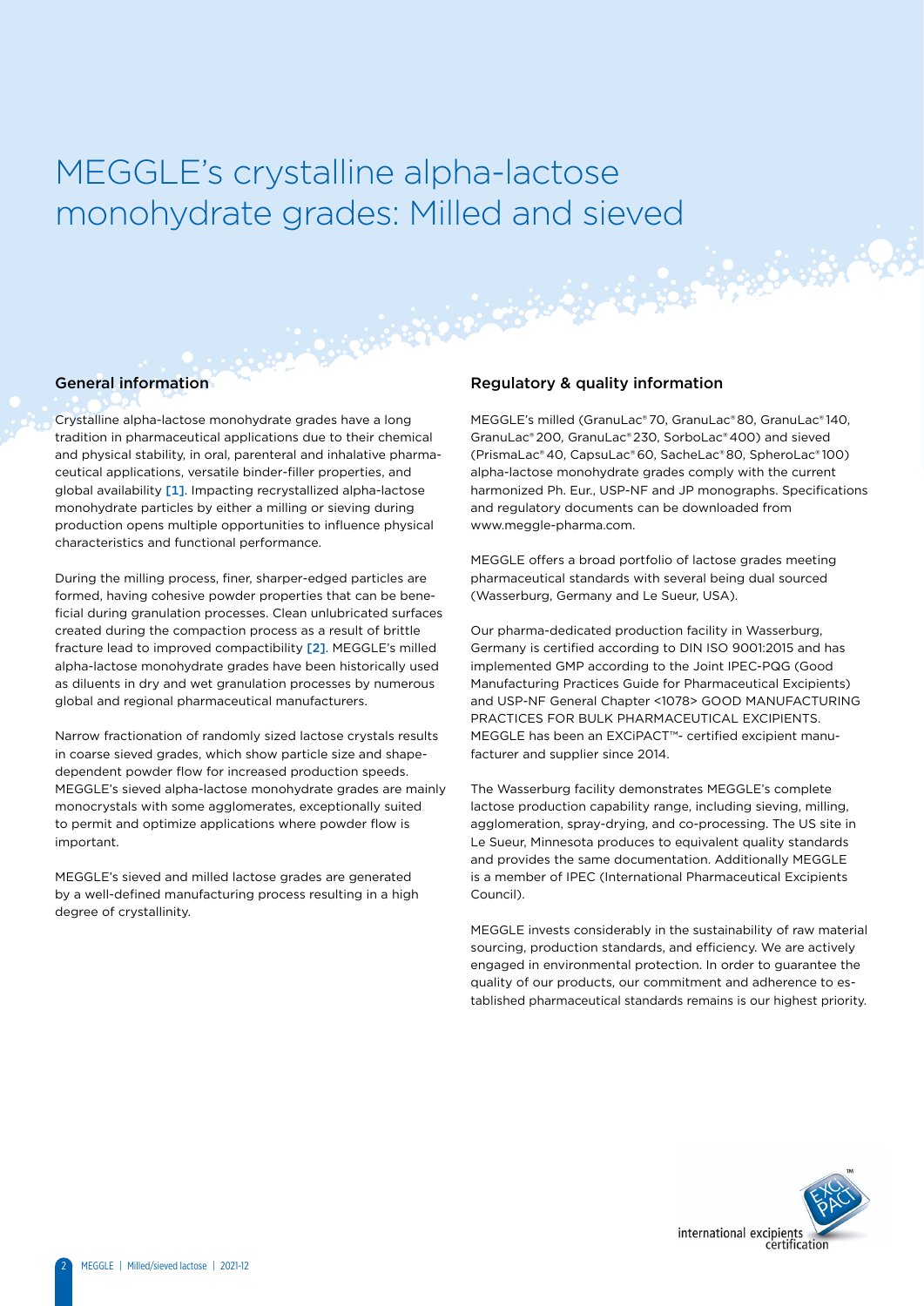# MEGGLE's crystalline alpha-lactose monohydrate grades: Milled and sieved

## General information

Crystalline alpha-lactose monohydrate grades have a long tradition in pharmaceutical applications due to their chemical and physical stability, in oral, parenteral and inhalative pharmaceutical applications, versatile binder-filler properties, and global availability [1]. Impacting recrystallized alpha-lactose monohydrate particles by either a milling or sieving during production opens multiple opportunities to influence physical characteristics and functional performance.

During the milling process, finer, sharper-edged particles are formed, having cohesive powder properties that can be beneficial during granulation processes. Clean unlubricated surfaces created during the compaction process as a result of brittle fracture lead to improved compactibility [2]. MEGGLE's milled alpha-lactose monohydrate grades have been historically used as diluents in dry and wet granulation processes by numerous global and regional pharmaceutical manufacturers.

Narrow fractionation of randomly sized lactose crystals results in coarse sieved grades, which show particle size and shape-dependent powder flow for increased production speeds. MEGGLE's sieved alpha-lactose monohydrate grades are mainly monocrystals with some agglomerates, exceptionally suited to permit and optimize applications where powder flow is important.

MEGGLE's sieved and milled lactose grades are generated by a well-defined manufacturing process resulting in a high degree of crystallinity.

## Regulatory & quality information

MEGGLE's milled (GranuLac® 70, GranuLac® 80, GranuLac® 140, GranuLac® 200, GranuLac® 230, SorboLac® 400) and sieved (PrismaLac® 40, CapsuLac® 60, SacheLac® 80, SpheroLac® 100) alpha-lactose monohydrate grades comply with the current harmonized Ph. Eur., USP-NF and JP monographs. Specifications and regulatory documents can be downloaded from www.meggle-pharma.com.

MEGGLE offers a broad portfolio of lactose grades meeting pharmaceutical standards with several being dual sourced (Wasserburg, Germany and Le Sueur, USA).

Our pharma-dedicated production facility in Wasserburg, Germany is certified according to DIN ISO 9001:2015 and has implemented GMP according to the Joint IPEC-PQG (Good Manufacturing Practices Guide for Pharmaceutical Excipients) and USP-NF General Chapter <1078> GOOD MANUFACTURING PRACTICES FOR BULK PHARMACEUTICAL EXCIPIENTS. MEGGLE has been an EXCiPACT™- certified excipient manufacturer and supplier since 2014.

The Wasserburg facility demonstrates MEGGLE's complete lactose production capability range, including sieving, milling, agglomeration, spray-drying, and co-processing. The US site in Le Sueur, Minnesota produces to equivalent quality standards and provides the same documentation. Additionally MEGGLE is a member of IPEC (International Pharmaceutical Excipients Council).

MEGGLE invests considerably in the sustainability of raw material sourcing, production standards, and efficiency. We are actively engaged in environmental protection. In order to guarantee the quality of our products, our commitment and adherence to established pharmaceutical standards remains is our highest priority.

international excipients certification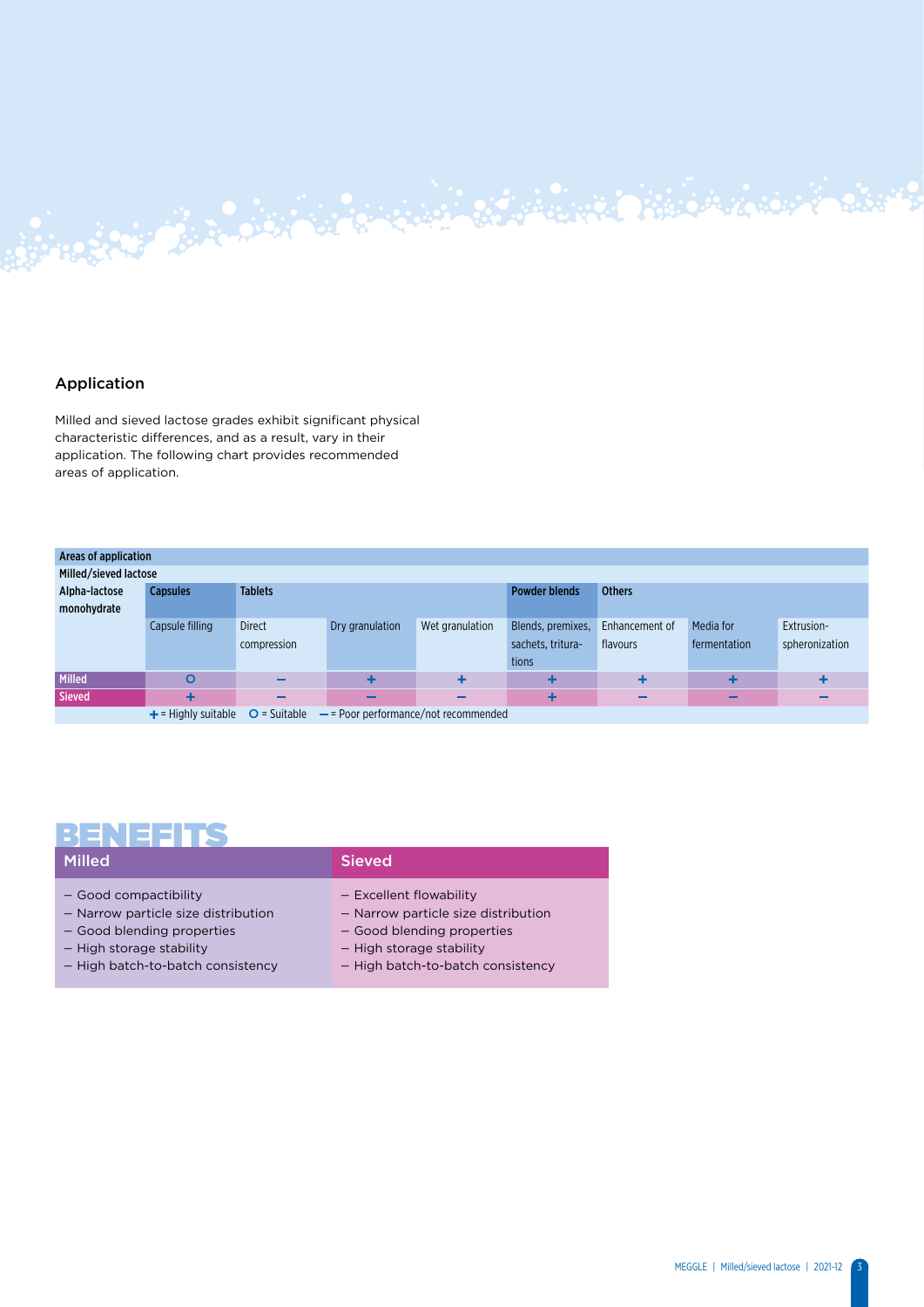## Application

Milled and sieved lactose grades exhibit significant physical characteristic differences, and as a result, vary in their application. The following chart provides recommended areas of application.

| Areas of application | | | | | | | | |
|---|---|---|---|---|---|---|---|---|
| Milled/sieved lactose | | | | | | | | |
| Alpha-lactose monohydrate | Capsules | Tablets | | | Powder blends | Others | | |
| | Capsule filling | Direct compression | Dry granulation | Wet granulation | Blends, premixes, sachets, triturations | Enhancement of flavours | Media for fermentation | Extrusion-spheronization |
| Milled | O | – | + | + | + | + | + | + |
| Sieved | + | – | – | – | + | – | – | – |

+ = Highly suitable   O = Suitable   – = Poor performance/not recommended

## BENEFITS

| Milled | Sieved |
|---|---|
| – Good compactibility<br>– Narrow particle size distribution<br>– Good blending properties<br>– High storage stability<br>– High batch-to-batch consistency | – Excellent flowability<br>– Narrow particle size distribution<br>– Good blending properties<br>– High storage stability<br>– High batch-to-batch consistency |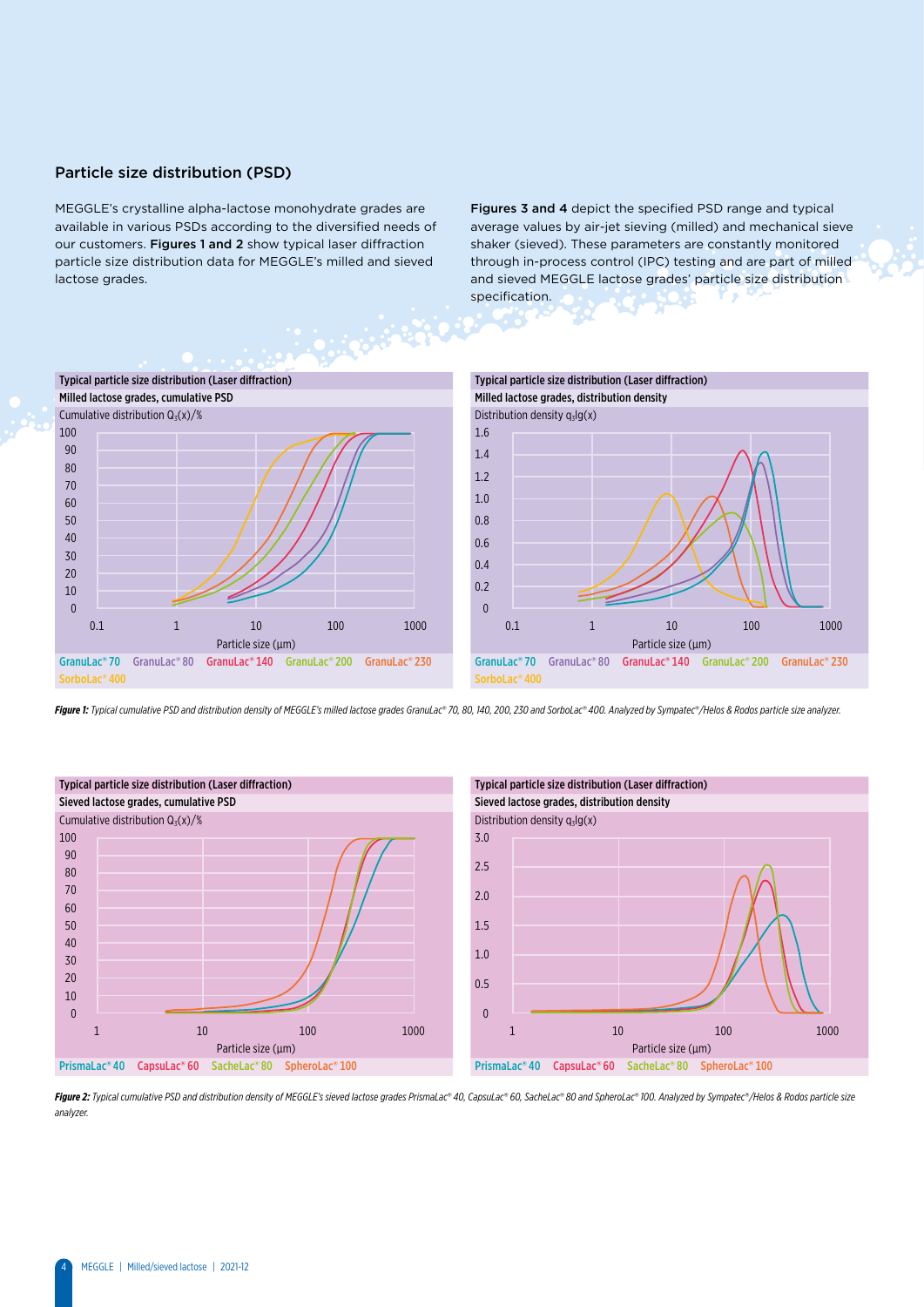## Particle size distribution (PSD)

MEGGLE's crystalline alpha-lactose monohydrate grades are available in various PSDs according to the diversified needs of our customers. **Figures 1 and 2** show typical laser diffraction particle size distribution data for MEGGLE's milled and sieved lactose grades.

**Figures 3 and 4** depict the specified PSD range and typical average values by air-jet sieving (milled) and mechanical sieve shaker (sieved). These parameters are constantly monitored through in-process control (IPC) testing and are part of milled and sieved MEGGLE lactose grades' particle size distribution specification.

***Figure 1:*** *Typical cumulative PSD and distribution density of MEGGLE's milled lactose grades GranuLac® 70, 80, 140, 200, 230 and SorboLac® 400. Analyzed by Sympatec®/Helos & Rodos particle size analyzer.*

***Figure 2:*** *Typical cumulative PSD and distribution density of MEGGLE's sieved lactose grades PrismaLac® 40, CapsuLac® 60, SacheLac® 80 and SpheroLac® 100. Analyzed by Sympatec®/Helos & Rodos particle size analyzer.*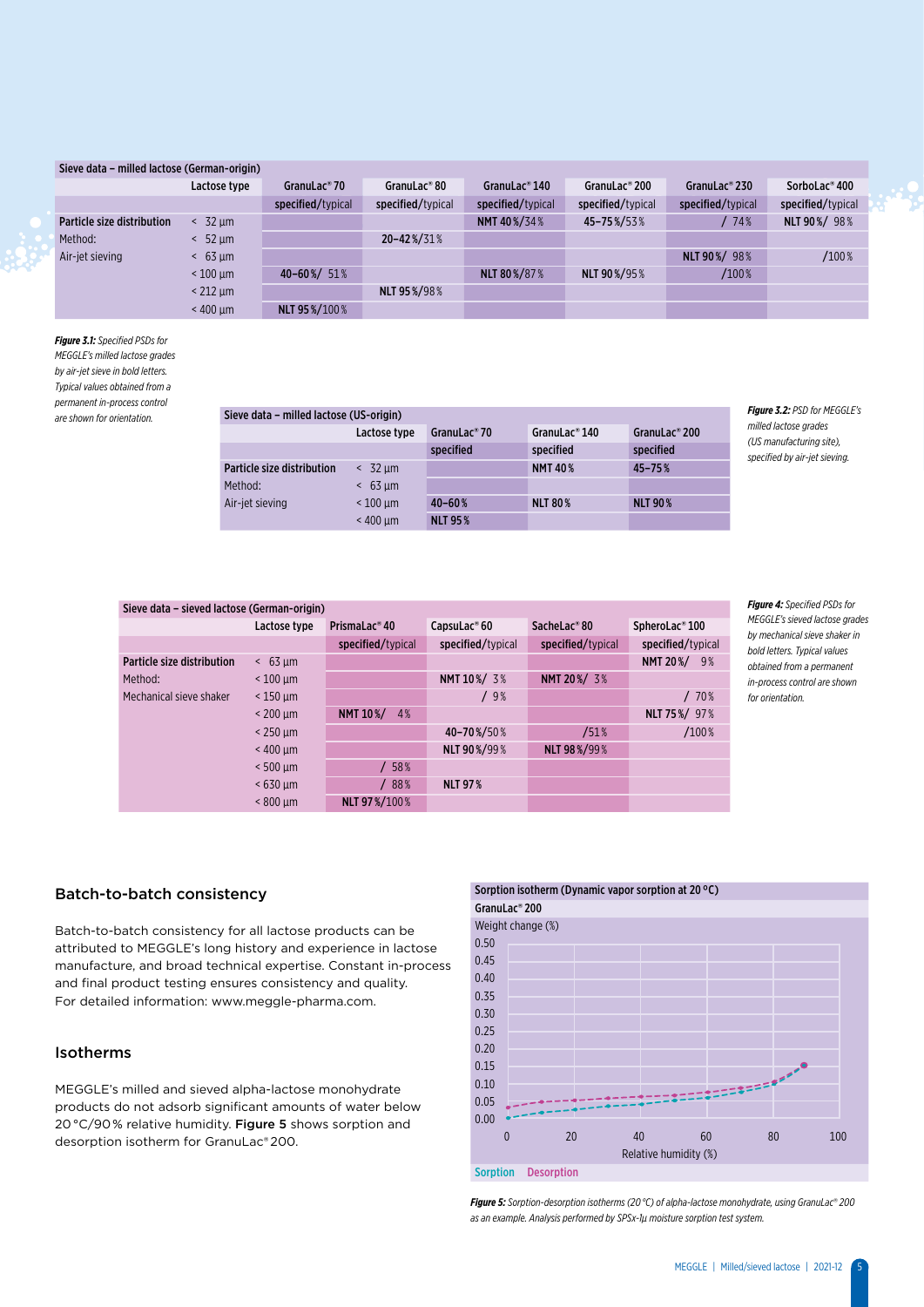| Sieve data – milled lactose (German-origin) | | | | | | | |
|---|---|---|---|---|---|---|---|
| | Lactose type | GranuLac® 70 | GranuLac® 80 | GranuLac® 140 | GranuLac® 200 | GranuLac® 230 | SorboLac® 400 |
| | | specified/typical | specified/typical | specified/typical | specified/typical | specified/typical | specified/typical |
| **Particle size distribution** | < 32 µm | | | **NMT 40%**/34% | **45–75%**/53% | / 74% | **NLT 90%**/ 98% |
| Method: | < 52 µm | | **20–42%**/31% | | | | |
| Air-jet sieving | < 63 µm | | | | | **NLT 90%**/ 98% | /100% |
| | < 100 µm | **40–60%**/ 51% | | **NLT 80%**/87% | **NLT 90%**/95% | /100% | |
| | < 212 µm | | **NLT 95%**/98% | | | | |
| | < 400 µm | **NLT 95%**/100% | | | | | |

***Figure 3.1:*** *Specified PSDs for MEGGLE's milled lactose grades by air-jet sieve in bold letters. Typical values obtained from a permanent in-process control are shown for orientation.*

| Sieve data – milled lactose (US-origin) | | | | |
|---|---|---|---|---|
| | Lactose type | GranuLac® 70 | GranuLac® 140 | GranuLac® 200 |
| | | specified | specified | specified |
| **Particle size distribution** | < 32 µm | | **NMT 40%** | **45–75%** |
| Method: | < 63 µm | | | |
| Air-jet sieving | < 100 µm | **40–60%** | **NLT 80%** | **NLT 90%** |
| | < 400 µm | **NLT 95%** | | |

***Figure 3.2:*** *PSD for MEGGLE's milled lactose grades (US manufacturing site), specified by air-jet sieving.*

| Sieve data – sieved lactose (German-origin) | | | | | |
|---|---|---|---|---|---|
| | Lactose type | PrismaLac® 40 | CapsuLac® 60 | SacheLac® 80 | SpheroLac® 100 |
| | | specified/typical | specified/typical | specified/typical | specified/typical |
| **Particle size distribution** | < 63 µm | | | | **NMT 20%**/ 9% |
| Method: | < 100 µm | | **NMT 10%**/ 3% | **NMT 20%**/ 3% | |
| Mechanical sieve shaker | < 150 µm | | / 9% | | / 70% |
| | < 200 µm | **NMT 10%**/ 4% | | | **NLT 75%**/ 97% |
| | < 250 µm | | **40–70%**/50% | /51% | /100% |
| | < 400 µm | | **NLT 90%**/99% | **NLT 98%**/99% | |
| | < 500 µm | / 58% | | | |
| | < 630 µm | / 88% | **NLT 97%** | | |
| | < 800 µm | **NLT 97%**/100% | | | |

***Figure 4:*** *Specified PSDs for MEGGLE's sieved lactose grades by mechanical sieve shaker in bold letters. Typical values obtained from a permanent in-process control are shown for orientation.*

## Batch-to-batch consistency

Batch-to-batch consistency for all lactose products can be attributed to MEGGLE's long history and experience in lactose manufacture, and broad technical expertise. Constant in-process and final product testing ensures consistency and quality. For detailed information: www.meggle-pharma.com.

## Isotherms

MEGGLE's milled and sieved alpha-lactose monohydrate products do not adsorb significant amounts of water below 20 °C/90 % relative humidity. **Figure 5** shows sorption and desorption isotherm for GranuLac® 200.

Sorption isotherm (Dynamic vapor sorption at 20 °C)
GranuLac® 200

***Figure 5:*** *Sorption-desorption isotherms (20 °C) of alpha-lactose monohydrate, using GranuLac® 200 as an example. Analysis performed by SPSx-1µ moisture sorption test system.*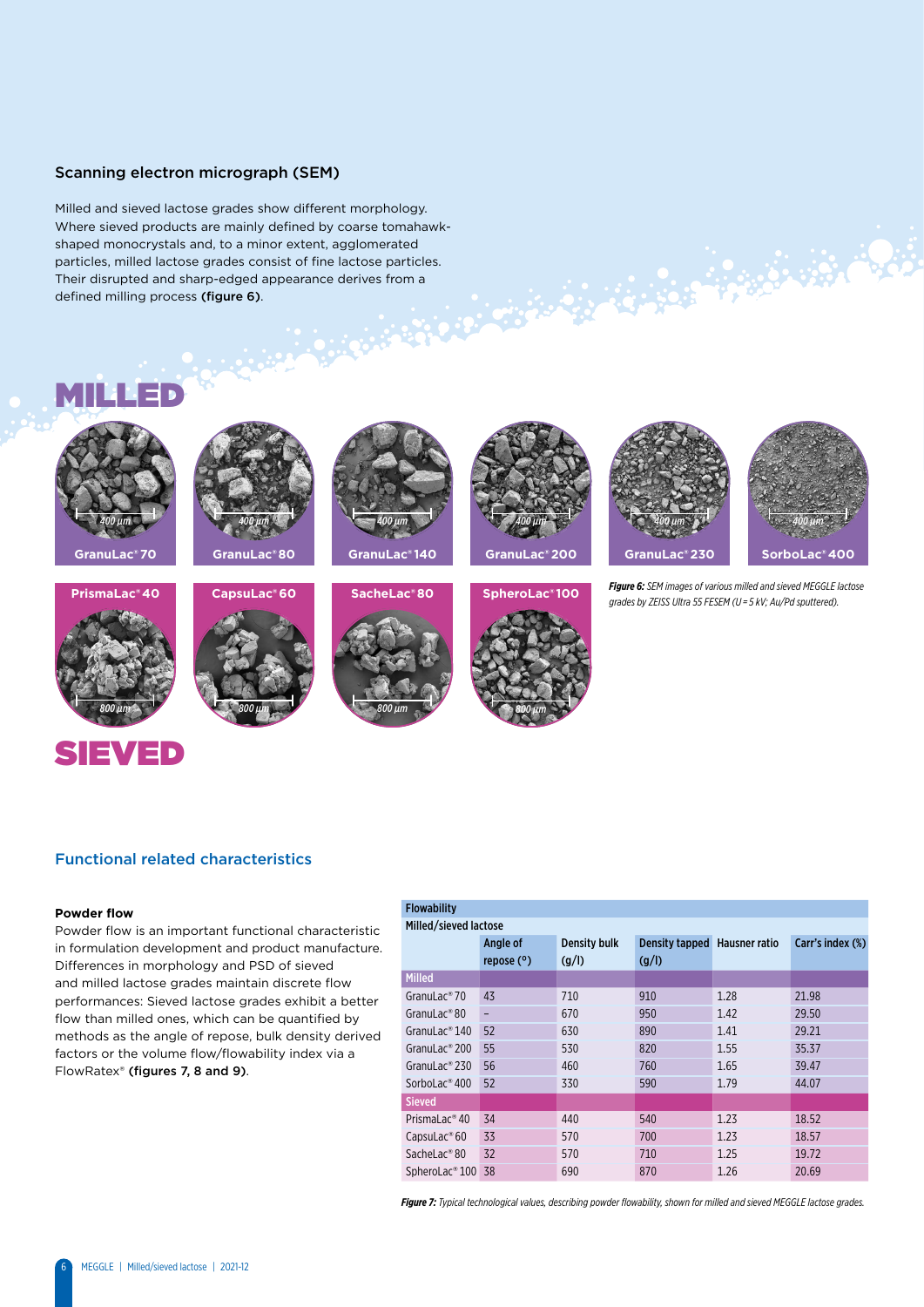## Scanning electron micrograph (SEM)

Milled and sieved lactose grades show different morphology. Where sieved products are mainly defined by coarse tomahawk-shaped monocrystals and, to a minor extent, agglomerated particles, milled lactose grades consist of fine lactose particles. Their disrupted and sharp-edged appearance derives from a defined milling process **(figure 6)**.

MILLED

GranuLac® 70 | GranuLac® 80 | GranuLac® 140 | GranuLac® 200 | GranuLac® 230 | SorboLac® 400

PrismaLac® 40 | CapsuLac® 60 | SacheLac® 80 | SpheroLac® 100

SIEVED

***Figure 6:*** *SEM images of various milled and sieved MEGGLE lactose grades by ZEISS Ultra 55 FESEM (U = 5 kV; Au/Pd sputtered).*

## Functional related characteristics

**Powder flow**

Powder flow is an important functional characteristic in formulation development and product manufacture. Differences in morphology and PSD of sieved and milled lactose grades maintain discrete flow performances: Sieved lactose grades exhibit a better flow than milled ones, which can be quantified by methods as the angle of repose, bulk density derived factors or the volume flow/flowability index via a FlowRatex® **(figures 7, 8 and 9)**.

| Flowability | | | | | |
|---|---|---|---|---|---|
| Milled/sieved lactose | | | | | |
| | Angle of repose (°) | Density bulk (g/l) | Density tapped (g/l) | Hausner ratio | Carr's index (%) |
| **Milled** | | | | | |
| GranuLac® 70 | 43 | 710 | 910 | 1.28 | 21.98 |
| GranuLac® 80 | – | 670 | 950 | 1.42 | 29.50 |
| GranuLac® 140 | 52 | 630 | 890 | 1.41 | 29.21 |
| GranuLac® 200 | 55 | 530 | 820 | 1.55 | 35.37 |
| GranuLac® 230 | 56 | 460 | 760 | 1.65 | 39.47 |
| SorboLac® 400 | 52 | 330 | 590 | 1.79 | 44.07 |
| **Sieved** | | | | | |
| PrismaLac® 40 | 34 | 440 | 540 | 1.23 | 18.52 |
| CapsuLac® 60 | 33 | 570 | 700 | 1.23 | 18.57 |
| SacheLac® 80 | 32 | 570 | 710 | 1.25 | 19.72 |
| SpheroLac® 100 | 38 | 690 | 870 | 1.26 | 20.69 |

***Figure 7:*** *Typical technological values, describing powder flowability, shown for milled and sieved MEGGLE lactose grades.*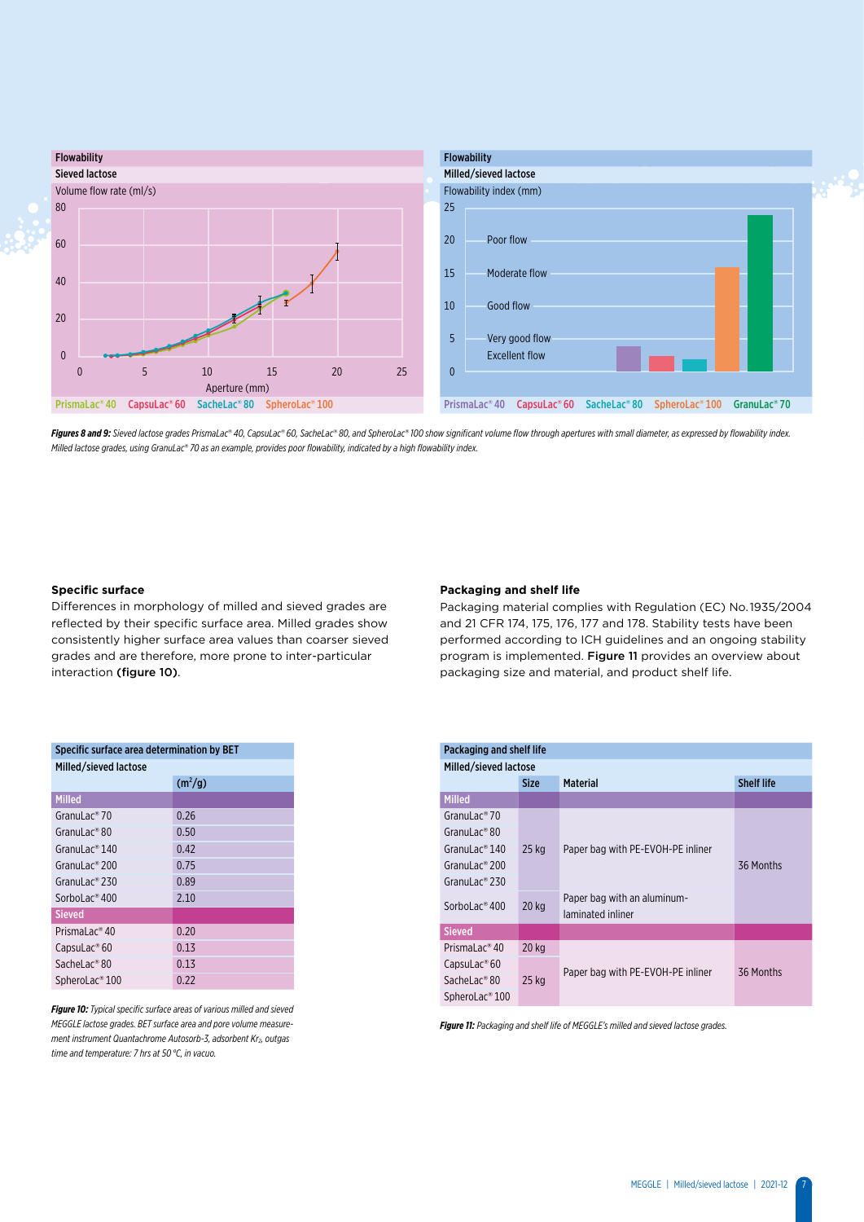Flowability

Sieved lactose

Volume flow rate (ml/s)

Aperture (mm)

PrismaLac® 40 CapsuLac® 60 SacheLac® 80 SpheroLac® 100

Flowability

Milled/sieved lactose

Flowability index (mm)

Poor flow

Moderate flow

Good flow

Very good flow

Excellent flow

PrismaLac® 40 CapsuLac® 60 SacheLac® 80 SpheroLac® 100 GranuLac® 70

***Figures 8 and 9:*** *Sieved lactose grades PrismaLac® 40, CapsuLac® 60, SacheLac® 80, and SpheroLac® 100 show significant volume flow through apertures with small diameter, as expressed by flowability index. Milled lactose grades, using GranuLac® 70 as an example, provides poor flowability, indicated by a high flowability index.*

### Specific surface

Differences in morphology of milled and sieved grades are reflected by their specific surface area. Milled grades show consistently higher surface area values than coarser sieved grades and are therefore, more prone to inter-particular interaction **(figure 10)**.

| Specific surface area determination by BET | |
|---|---|
| Milled/sieved lactose | ($m^2$/g) |
| **Milled** | |
| GranuLac® 70 | 0.26 |
| GranuLac® 80 | 0.50 |
| GranuLac® 140 | 0.42 |
| GranuLac® 200 | 0.75 |
| GranuLac® 230 | 0.89 |
| SorboLac® 400 | 2.10 |
| **Sieved** | |
| PrismaLac® 40 | 0.20 |
| CapsuLac® 60 | 0.13 |
| SacheLac® 80 | 0.13 |
| SpheroLac® 100 | 0.22 |

***Figure 10:*** *Typical specific surface areas of various milled and sieved MEGGLE lactose grades. BET surface area and pore volume measurement instrument Quantachrome Autosorb-3, adsorbent $Kr_2$, outgas time and temperature: 7 hrs at 50 °C, in vacuo.*

### Packaging and shelf life

Packaging material complies with Regulation (EC) No.1935/2004 and 21 CFR 174, 175, 176, 177 and 178. Stability tests have been performed according to ICH guidelines and an ongoing stability program is implemented. **Figure 11** provides an overview about packaging size and material, and product shelf life.

| Packaging and shelf life – Milled/sieved lactose | Size | Material | Shelf life |
|---|---|---|---|
| **Milled** | | | |
| GranuLac® 70 | 25 kg | Paper bag with PE-EVOH-PE inliner | 36 Months |
| GranuLac® 80 | 25 kg | Paper bag with PE-EVOH-PE inliner | 36 Months |
| GranuLac® 140 | 25 kg | Paper bag with PE-EVOH-PE inliner | 36 Months |
| GranuLac® 200 | 25 kg | Paper bag with PE-EVOH-PE inliner | 36 Months |
| GranuLac® 230 | 25 kg | Paper bag with PE-EVOH-PE inliner | 36 Months |
| SorboLac® 400 | 20 kg | Paper bag with an aluminum-laminated inliner | 36 Months |
| **Sieved** | | | |
| PrismaLac® 40 | 20 kg | Paper bag with PE-EVOH-PE inliner | 36 Months |
| CapsuLac® 60 | 25 kg | Paper bag with PE-EVOH-PE inliner | 36 Months |
| SacheLac® 80 | 25 kg | Paper bag with PE-EVOH-PE inliner | 36 Months |
| SpheroLac® 100 | 25 kg | Paper bag with PE-EVOH-PE inliner | 36 Months |

***Figure 11:*** *Packaging and shelf life of MEGGLE's milled and sieved lactose grades.*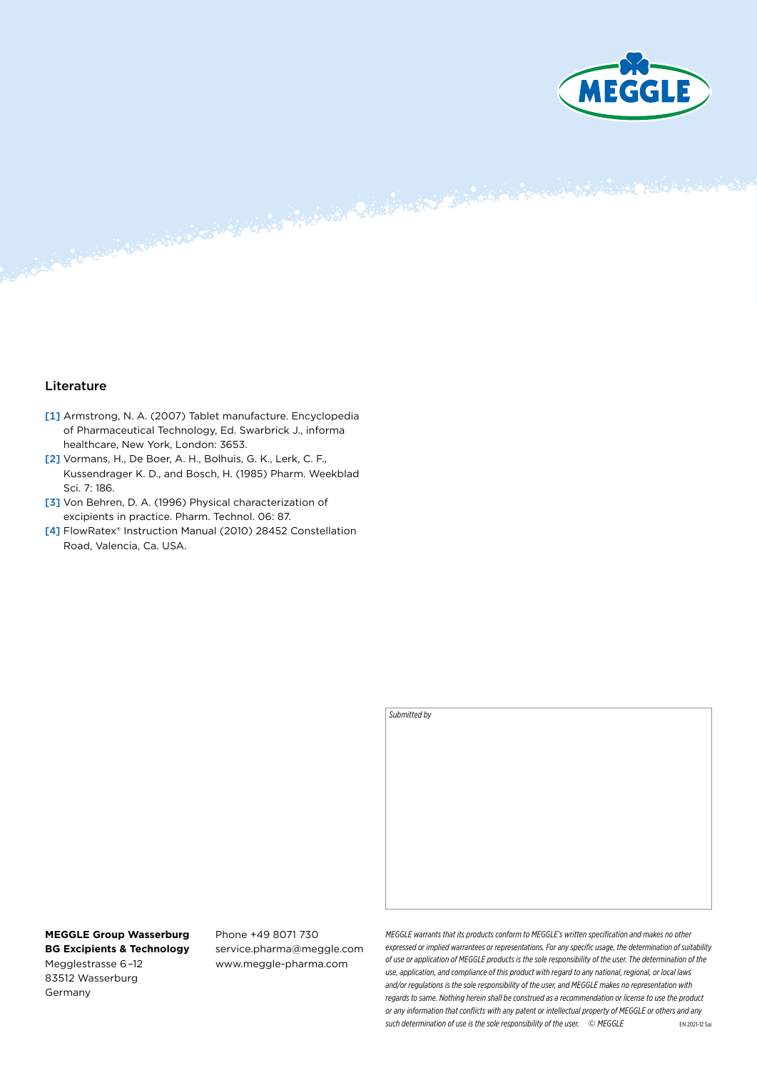## Literature

[1] Armstrong, N. A. (2007) Tablet manufacture. Encyclopedia of Pharmaceutical Technology, Ed. Swarbrick J., informa healthcare, New York, London: 3653.

[2] Vormans, H., De Boer, A. H., Bolhuis, G. K., Lerk, C. F., Kussendrager K. D., and Bosch, H. (1985) Pharm. Weekblad Sci. 7: 186.

[3] Von Behren, D. A. (1996) Physical characterization of excipients in practice. Pharm. Technol. 06: 87.

[4] FlowRatex® Instruction Manual (2010) 28452 Constellation Road, Valencia, Ca. USA.

*Submitted by*

**MEGGLE Group Wasserburg**
**BG Excipients & Technology**
Megglestrasse 6–12
83512 Wasserburg
Germany

Phone +49 8071 730
service.pharma@meggle.com
www.meggle-pharma.com

*MEGGLE warrants that its products conform to MEGGLE's written specification and makes no other expressed or implied warrantees or representations. For any specific usage, the determination of suitability of use or application of MEGGLE products is the sole responsibility of the user. The determination of the use, application, and compliance of this product with regard to any national, regional, or local laws and/or regulations is the sole responsibility of the user, and MEGGLE makes no representation with regards to same. Nothing herein shall be construed as a recommendation or license to use the product or any information that conflicts with any patent or intellectual property of MEGGLE or others and any such determination of use is the sole responsibility of the user. © MEGGLE*

EN 2021-12 Sai